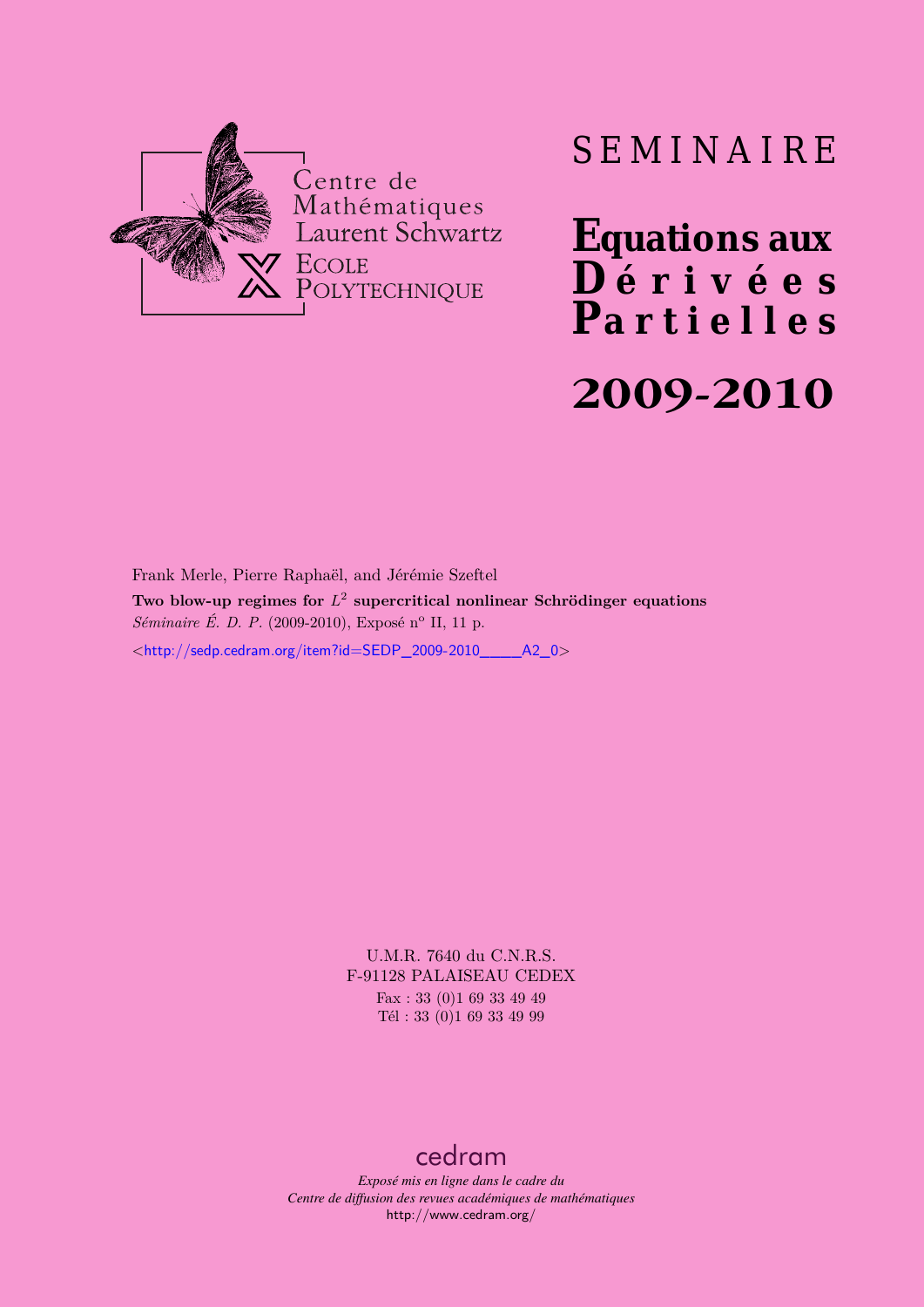Centre de Mathématiques Laurent Schwartz

ECOLE POLYTECHNIQUE

# SEMINAIRE

# Equations aux Dérivées Partielles

# 2009-2010

Frank Merle, Pierre Raphaël, and Jérémie Szeftel

**Two blow-up regimes for $L^2$ supercritical nonlinear Schrödinger equations**

*Séminaire É. D. P.* (2009-2010), Exposé n$^{\text{o}}$ II, 11 p.

<http://sedp.cedram.org/item?id=SEDP_2009-2010____A2_0>

U.M.R. 7640 du C.N.R.S.
F-91128 PALAISEAU CEDEX
Fax : 33 (0)1 69 33 49 49
Tél : 33 (0)1 69 33 49 99

cedram

*Exposé mis en ligne dans le cadre du*
*Centre de diffusion des revues académiques de mathématiques*
http://www.cedram.org/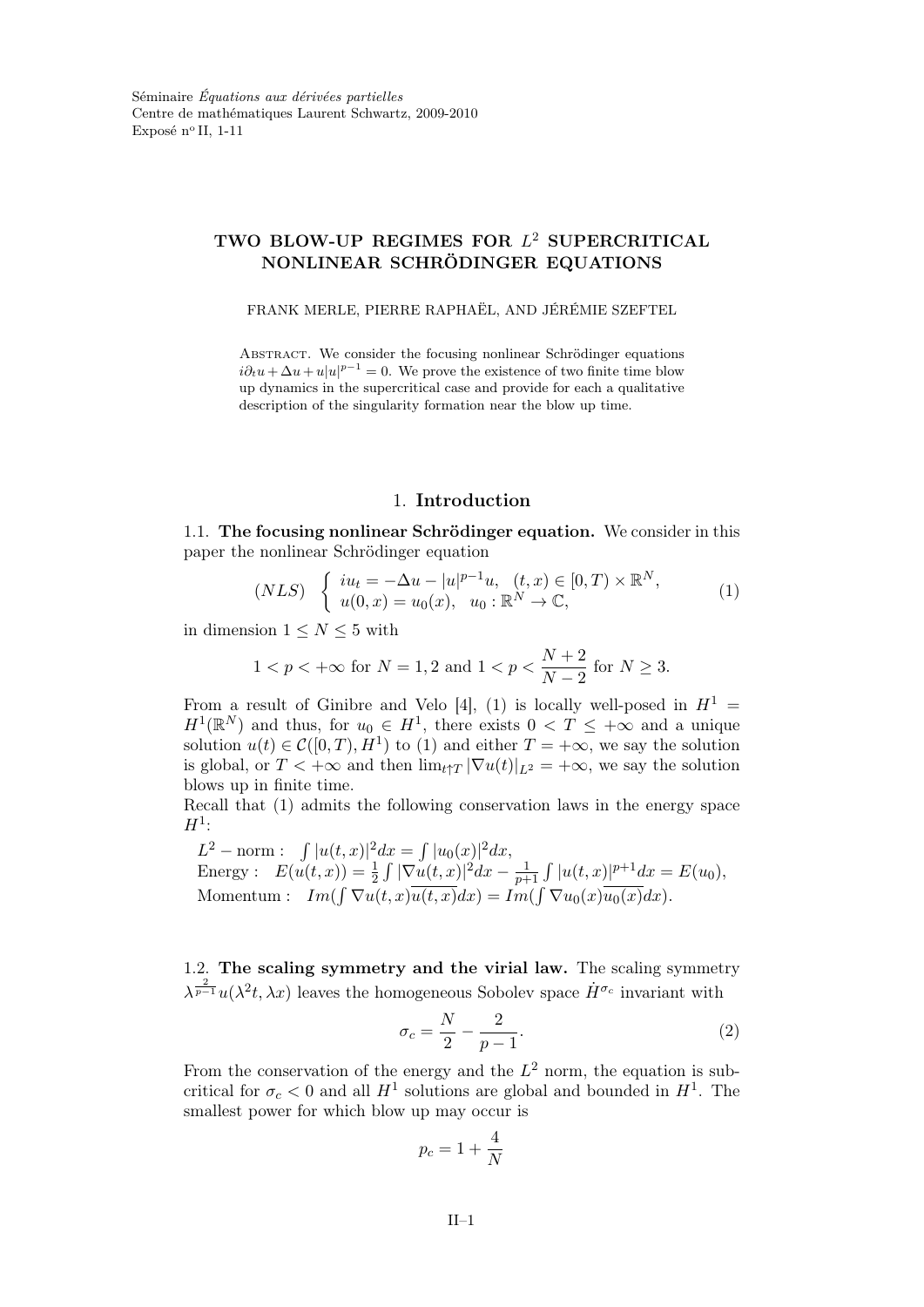Séminaire *Équations aux dérivées partielles*
Centre de mathématiques Laurent Schwartz, 2009-2010
Exposé n$^o$ II, 1-11

# TWO BLOW-UP REGIMES FOR $L^2$ SUPERCRITICAL NONLINEAR SCHRÖDINGER EQUATIONS

FRANK MERLE, PIERRE RAPHAËL, AND JÉRÉMIE SZEFTEL

Abstract. We consider the focusing nonlinear Schrödinger equations $i\partial_t u + \Delta u + u|u|^{p-1} = 0$. We prove the existence of two finite time blow up dynamics in the supercritical case and provide for each a qualitative description of the singularity formation near the blow up time.

## 1. Introduction

### 1.1. The focusing nonlinear Schrödinger equation.

We consider in this paper the nonlinear Schrödinger equation

$$(NLS) \quad \begin{cases} iu_t = -\Delta u - |u|^{p-1}u, & (t,x) \in [0,T) \times \mathbb{R}^N, \\ u(0,x) = u_0(x), & u_0 : \mathbb{R}^N \to \mathbb{C}, \end{cases} \tag{1}$$

in dimension $1 \leq N \leq 5$ with

$$1 < p < +\infty \text{ for } N = 1,2 \text{ and } 1 < p < \frac{N+2}{N-2} \text{ for } N \geq 3.$$

From a result of Ginibre and Velo [4], (1) is locally well-posed in $H^1 = H^1(\mathbb{R}^N)$ and thus, for $u_0 \in H^1$, there exists $0 < T \leq +\infty$ and a unique solution $u(t) \in \mathcal{C}([0,T), H^1)$ to (1) and either $T = +\infty$, we say the solution is global, or $T < +\infty$ and then $\lim_{t\uparrow T} |\nabla u(t)|_{L^2} = +\infty$, we say the solution blows up in finite time.

Recall that (1) admits the following conservation laws in the energy space $H^1$:

$L^2$ – norm : $\int |u(t,x)|^2 dx = \int |u_0(x)|^2 dx$,
Energy : $E(u(t,x)) = \frac{1}{2}\int |\nabla u(t,x)|^2 dx - \frac{1}{p+1}\int |u(t,x)|^{p+1} dx = E(u_0)$,
Momentum : $Im(\int \nabla u(t,x)\overline{u(t,x)} dx) = Im(\int \nabla u_0(x)\overline{u_0(x)} dx)$.

### 1.2. The scaling symmetry and the virial law.

The scaling symmetry $\lambda^{\frac{2}{p-1}} u(\lambda^2 t, \lambda x)$ leaves the homogeneous Sobolev space $\dot{H}^{\sigma_c}$ invariant with

$$\sigma_c = \frac{N}{2} - \frac{2}{p-1}. \tag{2}$$

From the conservation of the energy and the $L^2$ norm, the equation is subcritical for $\sigma_c < 0$ and all $H^1$ solutions are global and bounded in $H^1$. The smallest power for which blow up may occur is

$$p_c = 1 + \frac{4}{N}$$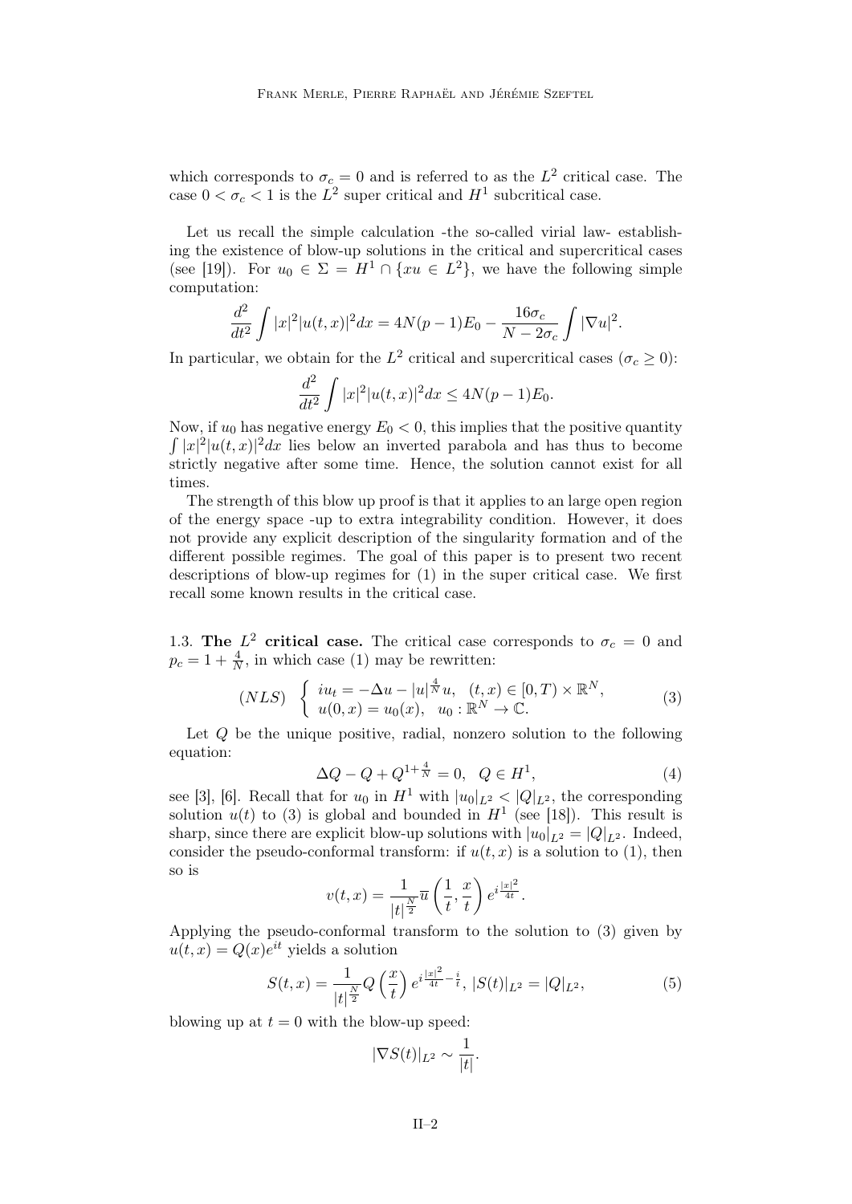which corresponds to $\sigma_c = 0$ and is referred to as the $L^2$ critical case. The case $0 < \sigma_c < 1$ is the $L^2$ super critical and $H^1$ subcritical case.

Let us recall the simple calculation -the so-called virial law- establishing the existence of blow-up solutions in the critical and supercritical cases (see [19]). For $u_0 \in \Sigma = H^1 \cap \{xu \in L^2\}$, we have the following simple computation:

$$\frac{d^2}{dt^2}\int |x|^2|u(t,x)|^2dx = 4N(p-1)E_0 - \frac{16\sigma_c}{N-2\sigma_c}\int |\nabla u|^2.$$

In particular, we obtain for the $L^2$ critical and supercritical cases ($\sigma_c \geq 0$):

$$\frac{d^2}{dt^2}\int |x|^2|u(t,x)|^2dx \leq 4N(p-1)E_0.$$

Now, if $u_0$ has negative energy $E_0 < 0$, this implies that the positive quantity $\int |x|^2|u(t,x)|^2dx$ lies below an inverted parabola and has thus to become strictly negative after some time. Hence, the solution cannot exist for all times.

The strength of this blow up proof is that it applies to an large open region of the energy space -up to extra integrability condition. However, it does not provide any explicit description of the singularity formation and of the different possible regimes. The goal of this paper is to present two recent descriptions of blow-up regimes for (1) in the super critical case. We first recall some known results in the critical case.

1.3. **The $L^2$ critical case.** The critical case corresponds to $\sigma_c = 0$ and $p_c = 1 + \frac{4}{N}$, in which case (1) may be rewritten:

$$(NLS)\quad \begin{cases} iu_t = -\Delta u - |u|^{\frac{4}{N}}u, & (t,x) \in [0,T) \times \mathbb{R}^N, \\ u(0,x) = u_0(x), & u_0 : \mathbb{R}^N \to \mathbb{C}. \end{cases} \tag{3}$$

Let $Q$ be the unique positive, radial, nonzero solution to the following equation:

$$\Delta Q - Q + Q^{1+\frac{4}{N}} = 0, \quad Q \in H^1, \tag{4}$$

see [3], [6]. Recall that for $u_0$ in $H^1$ with $|u_0|_{L^2} < |Q|_{L^2}$, the corresponding solution $u(t)$ to (3) is global and bounded in $H^1$ (see [18]). This result is sharp, since there are explicit blow-up solutions with $|u_0|_{L^2} = |Q|_{L^2}$. Indeed, consider the pseudo-conformal transform: if $u(t,x)$ is a solution to (1), then so is

$$v(t,x) = \frac{1}{|t|^{\frac{N}{2}}}\overline{u}\left(\frac{1}{t}, \frac{x}{t}\right)e^{i\frac{|x|^2}{4t}}.$$

Applying the pseudo-conformal transform to the solution to (3) given by $u(t,x) = Q(x)e^{it}$ yields a solution

$$S(t,x) = \frac{1}{|t|^{\frac{N}{2}}}Q\left(\frac{x}{t}\right)e^{i\frac{|x|^2}{4t} - \frac{i}{t}},\ |S(t)|_{L^2} = |Q|_{L^2}, \tag{5}$$

blowing up at $t = 0$ with the blow-up speed:

$$|\nabla S(t)|_{L^2} \sim \frac{1}{|t|}.$$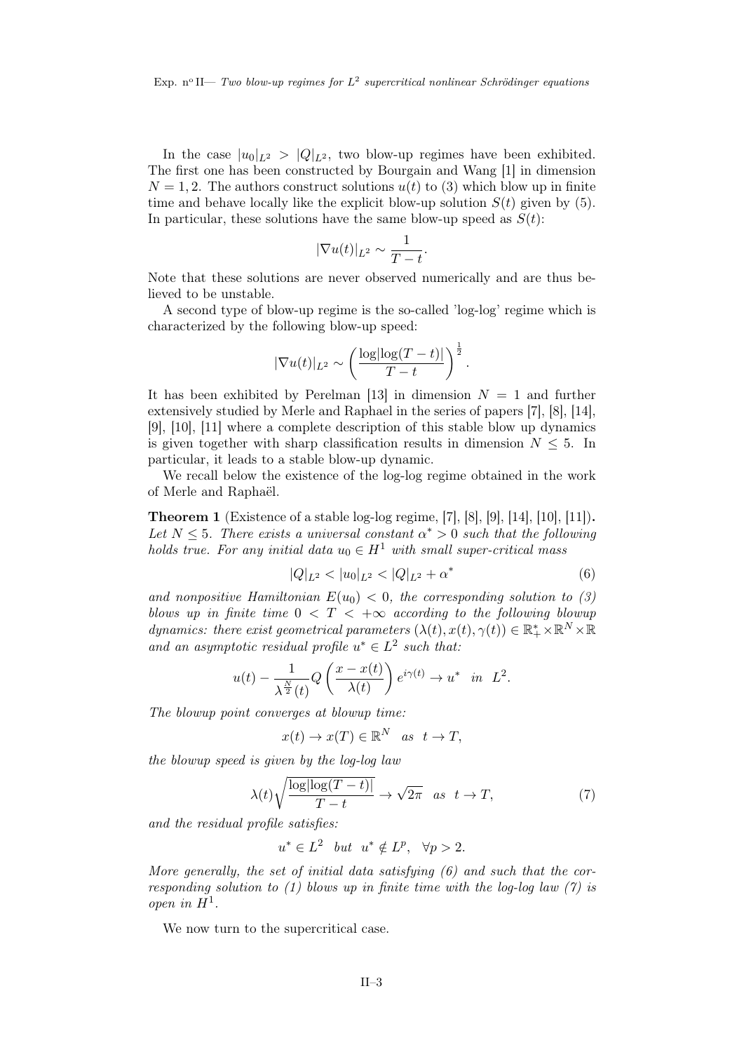In the case $|u_0|_{L^2} > |Q|_{L^2}$, two blow-up regimes have been exhibited. The first one has been constructed by Bourgain and Wang [1] in dimension $N = 1, 2$. The authors construct solutions $u(t)$ to (3) which blow up in finite time and behave locally like the explicit blow-up solution $S(t)$ given by (5). In particular, these solutions have the same blow-up speed as $S(t)$:

$$|\nabla u(t)|_{L^2} \sim \frac{1}{T-t}.$$

Note that these solutions are never observed numerically and are thus believed to be unstable.

A second type of blow-up regime is the so-called 'log-log' regime which is characterized by the following blow-up speed:

$$|\nabla u(t)|_{L^2} \sim \left(\frac{\log|\log(T-t)|}{T-t}\right)^{\frac{1}{2}}.$$

It has been exhibited by Perelman [13] in dimension $N = 1$ and further extensively studied by Merle and Raphael in the series of papers [7], [8], [14], [9], [10], [11] where a complete description of this stable blow up dynamics is given together with sharp classification results in dimension $N \leq 5$. In particular, it leads to a stable blow-up dynamic.

We recall below the existence of the log-log regime obtained in the work of Merle and Raphaël.

**Theorem 1** (Existence of a stable log-log regime, [7], [8], [9], [14], [10], [11])**.** *Let $N \leq 5$. There exists a universal constant $\alpha^* > 0$ such that the following holds true. For any initial data $u_0 \in H^1$ with small super-critical mass*

$$|Q|_{L^2} < |u_0|_{L^2} < |Q|_{L^2} + \alpha^* \tag{6}$$

*and nonpositive Hamiltonian $E(u_0) < 0$, the corresponding solution to (3) blows up in finite time $0 < T < +\infty$ according to the following blowup dynamics: there exist geometrical parameters $(\lambda(t), x(t), \gamma(t)) \in \mathbb{R}_+^* \times \mathbb{R}^N \times \mathbb{R}$ and an asymptotic residual profile $u^* \in L^2$ such that:*

$$u(t) - \frac{1}{\lambda^{\frac{N}{2}}(t)} Q\left(\frac{x - x(t)}{\lambda(t)}\right) e^{i\gamma(t)} \to u^* \quad in \quad L^2.$$

*The blowup point converges at blowup time:*

$$x(t) \to x(T) \in \mathbb{R}^N \quad as \quad t \to T,$$

*the blowup speed is given by the log-log law*

$$\lambda(t)\sqrt{\frac{\log|\log(T-t)|}{T-t}} \to \sqrt{2\pi} \quad as \quad t \to T, \tag{7}$$

*and the residual profile satisfies:*

$$u^* \in L^2 \quad but \quad u^* \notin L^p, \quad \forall p > 2.$$

*More generally, the set of initial data satisfying (6) and such that the corresponding solution to (1) blows up in finite time with the log-log law (7) is open in $H^1$.*

We now turn to the supercritical case.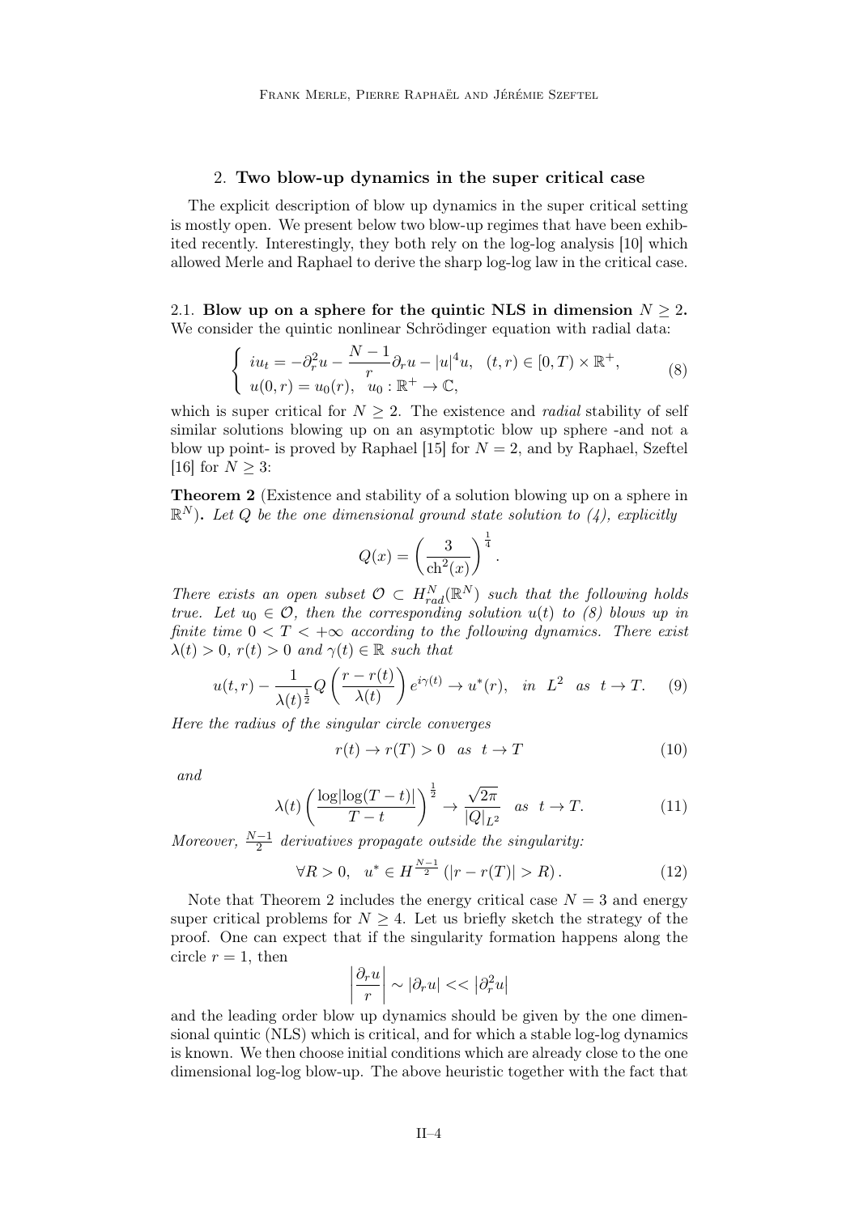## 2. Two blow-up dynamics in the super critical case

The explicit description of blow up dynamics in the super critical setting is mostly open. We present below two blow-up regimes that have been exhibited recently. Interestingly, they both rely on the log-log analysis [10] which allowed Merle and Raphael to derive the sharp log-log law in the critical case.

### 2.1. Blow up on a sphere for the quintic NLS in dimension $N \geq 2$.

We consider the quintic nonlinear Schrödinger equation with radial data:

$$\left\{ \begin{array}{l} iu_t = -\partial_r^2 u - \dfrac{N-1}{r}\partial_r u - |u|^4 u, \quad (t,r) \in [0,T) \times \mathbb{R}^+, \\ u(0,r) = u_0(r), \quad u_0 : \mathbb{R}^+ \to \mathbb{C}, \end{array} \right. \tag{8}$$

which is super critical for $N \geq 2$. The existence and *radial* stability of self similar solutions blowing up on an asymptotic blow up sphere -and not a blow up point- is proved by Raphael [15] for $N = 2$, and by Raphael, Szeftel [16] for $N \geq 3$:

**Theorem 2** (Existence and stability of a solution blowing up on a sphere in $\mathbb{R}^N$)**.** *Let $Q$ be the one dimensional ground state solution to (4), explicitly*

$$Q(x) = \left(\frac{3}{\mathrm{ch}^2(x)}\right)^{\frac{1}{4}}.$$

*There exists an open subset $\mathcal{O} \subset H^N_{rad}(\mathbb{R}^N)$ such that the following holds true. Let $u_0 \in \mathcal{O}$, then the corresponding solution $u(t)$ to (8) blows up in finite time $0 < T < +\infty$ according to the following dynamics. There exist $\lambda(t) > 0$, $r(t) > 0$ and $\gamma(t) \in \mathbb{R}$ such that*

$$u(t,r) - \frac{1}{\lambda(t)^{\frac{1}{2}}} Q\left(\frac{r - r(t)}{\lambda(t)}\right) e^{i\gamma(t)} \to u^*(r), \quad in \ \ L^2 \ \ as \ \ t \to T. \tag{9}$$

*Here the radius of the singular circle converges*

$$r(t) \to r(T) > 0 \quad as \quad t \to T \tag{10}$$

*and*

$$\lambda(t)\left(\frac{\log|\log(T-t)|}{T-t}\right)^{\frac{1}{2}} \to \frac{\sqrt{2\pi}}{|Q|_{L^2}} \quad as \quad t \to T. \tag{11}$$

*Moreover, $\frac{N-1}{2}$ derivatives propagate outside the singularity:*

$$\forall R > 0, \quad u^* \in H^{\frac{N-1}{2}}\left(|r - r(T)| > R\right). \tag{12}$$

Note that Theorem 2 includes the energy critical case $N = 3$ and energy super critical problems for $N \geq 4$. Let us briefly sketch the strategy of the proof. One can expect that if the singularity formation happens along the circle $r = 1$, then

$$\left|\frac{\partial_r u}{r}\right| \sim |\partial_r u| << \left|\partial_r^2 u\right|$$

and the leading order blow up dynamics should be given by the one dimensional quintic (NLS) which is critical, and for which a stable log-log dynamics is known. We then choose initial conditions which are already close to the one dimensional log-log blow-up. The above heuristic together with the fact that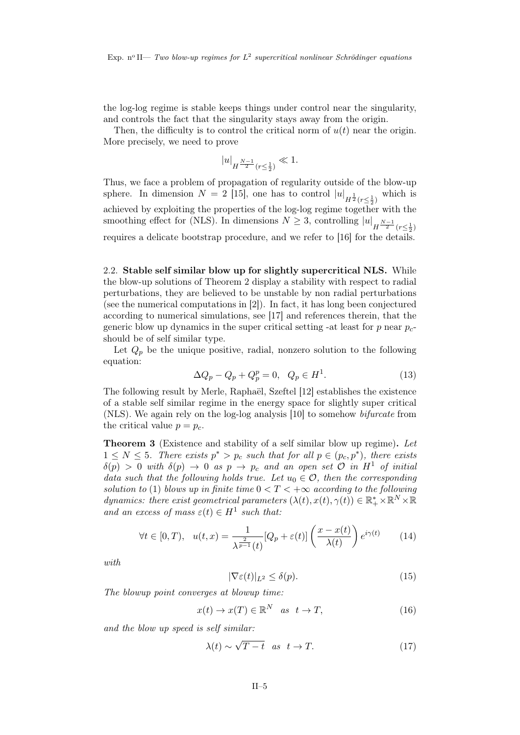the log-log regime is stable keeps things under control near the singularity, and controls the fact that the singularity stays away from the origin.

Then, the difficulty is to control the critical norm of $u(t)$ near the origin. More precisely, we need to prove

$$|u|_{H^{\frac{N-1}{2}}(r\leq\frac{1}{2})} \ll 1.$$

Thus, we face a problem of propagation of regularity outside of the blow-up sphere. In dimension $N = 2$ [15], one has to control $|u|_{H^{\frac{1}{2}}(r\leq\frac{1}{2})}$ which is achieved by exploiting the properties of the log-log regime together with the smoothing effect for (NLS). In dimensions $N \geq 3$, controlling $|u|_{H^{\frac{N-1}{2}}(r\leq\frac{1}{2})}$ requires a delicate bootstrap procedure, and we refer to [16] for the details.

2.2. **Stable self similar blow up for slightly supercritical NLS.** While the blow-up solutions of Theorem 2 display a stability with respect to radial perturbations, they are believed to be unstable by non radial perturbations (see the numerical computations in [2]). In fact, it has long been conjectured according to numerical simulations, see [17] and references therein, that the generic blow up dynamics in the super critical setting -at least for $p$ near $p_c$- should be of self similar type.

Let $Q_p$ be the unique positive, radial, nonzero solution to the following equation:

$$\Delta Q_p - Q_p + Q_p^p = 0, \quad Q_p \in H^1. \tag{13}$$

The following result by Merle, Raphaël, Szeftel [12] establishes the existence of a stable self similar regime in the energy space for slightly super critical (NLS). We again rely on the log-log analysis [10] to somehow *bifurcate* from the critical value $p = p_c$.

**Theorem 3** (Existence and stability of a self similar blow up regime)**.** *Let $1 \leq N \leq 5$. There exists $p^* > p_c$ such that for all $p \in (p_c, p^*)$, there exists $\delta(p) > 0$ with $\delta(p) \to 0$ as $p \to p_c$ and an open set $\mathcal{O}$ in $H^1$ of initial data such that the following holds true. Let $u_0 \in \mathcal{O}$, then the corresponding solution to* (1) *blows up in finite time $0 < T < +\infty$ according to the following dynamics: there exist geometrical parameters $(\lambda(t), x(t), \gamma(t)) \in \mathbb{R}_+^* \times \mathbb{R}^N \times \mathbb{R}$ and an excess of mass $\varepsilon(t) \in H^1$ such that:*

$$\forall t \in [0,T), \quad u(t,x) = \frac{1}{\lambda^{\frac{2}{p-1}}(t)}[Q_p + \varepsilon(t)]\left(\frac{x - x(t)}{\lambda(t)}\right)e^{i\gamma(t)} \tag{14}$$

*with*

$$|\nabla\varepsilon(t)|_{L^2} \leq \delta(p). \tag{15}$$

*The blowup point converges at blowup time:*

$$x(t) \to x(T) \in \mathbb{R}^N \quad as \quad t \to T, \tag{16}$$

*and the blow up speed is self similar:*

$$\lambda(t) \sim \sqrt{T-t} \quad as \quad t \to T. \tag{17}$$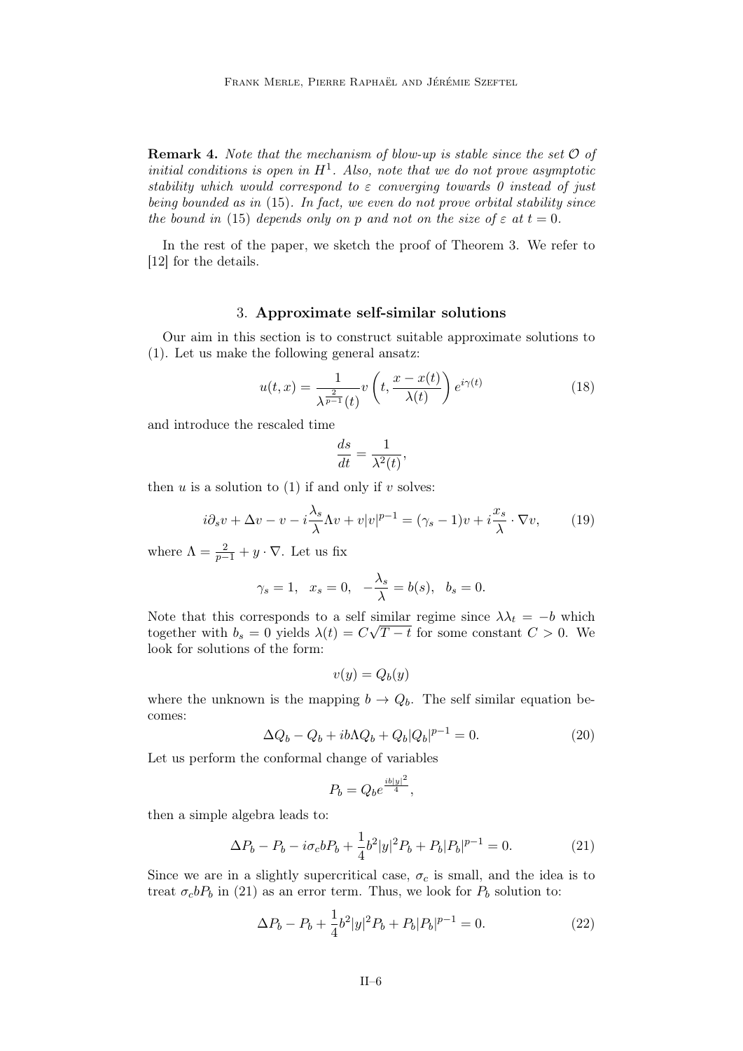**Remark 4.** *Note that the mechanism of blow-up is stable since the set $\mathcal{O}$ of initial conditions is open in $H^1$. Also, note that we do not prove asymptotic stability which would correspond to $\varepsilon$ converging towards 0 instead of just being bounded as in (15). In fact, we even do not prove orbital stability since the bound in (15) depends only on $p$ and not on the size of $\varepsilon$ at $t = 0$.*

In the rest of the paper, we sketch the proof of Theorem 3. We refer to [12] for the details.

## 3. Approximate self-similar solutions

Our aim in this section is to construct suitable approximate solutions to (1). Let us make the following general ansatz:

$$u(t, x) = \frac{1}{\lambda^{\frac{2}{p-1}}(t)} v\left(t, \frac{x - x(t)}{\lambda(t)}\right) e^{i\gamma(t)} \tag{18}$$

and introduce the rescaled time

$$\frac{ds}{dt} = \frac{1}{\lambda^2(t)},$$

then $u$ is a solution to (1) if and only if $v$ solves:

$$i\partial_s v + \Delta v - v - i\frac{\lambda_s}{\lambda}\Lambda v + v|v|^{p-1} = (\gamma_s - 1)v + i\frac{x_s}{\lambda} \cdot \nabla v, \tag{19}$$

where $\Lambda = \frac{2}{p-1} + y \cdot \nabla$. Let us fix

$$\gamma_s = 1, \quad x_s = 0, \quad -\frac{\lambda_s}{\lambda} = b(s), \quad b_s = 0.$$

Note that this corresponds to a self similar regime since $\lambda\lambda_t = -b$ which together with $b_s = 0$ yields $\lambda(t) = C\sqrt{T - t}$ for some constant $C > 0$. We look for solutions of the form:

$$v(y) = Q_b(y)$$

where the unknown is the mapping $b \to Q_b$. The self similar equation becomes:

$$\Delta Q_b - Q_b + ib\Lambda Q_b + Q_b|Q_b|^{p-1} = 0. \tag{20}$$

Let us perform the conformal change of variables

$$P_b = Q_b e^{\frac{ib|y|^2}{4}},$$

then a simple algebra leads to:

$$\Delta P_b - P_b - i\sigma_c b P_b + \frac{1}{4}b^2|y|^2 P_b + P_b|P_b|^{p-1} = 0. \tag{21}$$

Since we are in a slightly supercritical case, $\sigma_c$ is small, and the idea is to treat $\sigma_c b P_b$ in (21) as an error term. Thus, we look for $P_b$ solution to:

$$\Delta P_b - P_b + \frac{1}{4}b^2|y|^2 P_b + P_b|P_b|^{p-1} = 0. \tag{22}$$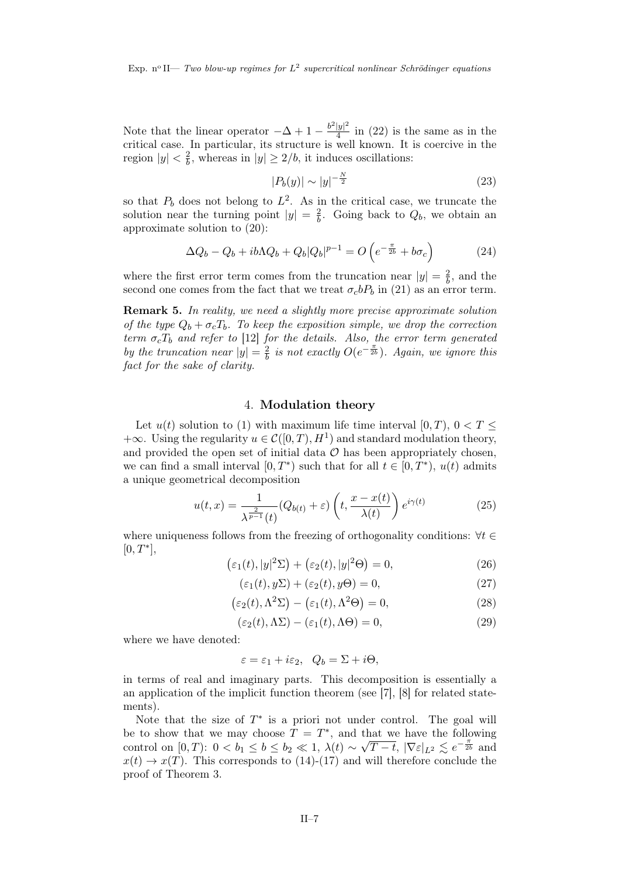Note that the linear operator $-\Delta + 1 - \frac{b^2|y|^2}{4}$ in (22) is the same as in the critical case. In particular, its structure is well known. It is coercive in the region $|y| < \frac{2}{b}$, whereas in $|y| \geq 2/b$, it induces oscillations:

$$|P_b(y)| \sim |y|^{-\frac{N}{2}} \tag{23}$$

so that $P_b$ does not belong to $L^2$. As in the critical case, we truncate the solution near the turning point $|y| = \frac{2}{b}$. Going back to $Q_b$, we obtain an approximate solution to (20):

$$\Delta Q_b - Q_b + ib\Lambda Q_b + Q_b|Q_b|^{p-1} = O\left(e^{-\frac{\pi}{2b}} + b\sigma_c\right) \tag{24}$$

where the first error term comes from the truncation near $|y| = \frac{2}{b}$, and the second one comes from the fact that we treat $\sigma_c b P_b$ in (21) as an error term.

**Remark 5.** *In reality, we need a slightly more precise approximate solution of the type $Q_b + \sigma_c T_b$. To keep the exposition simple, we drop the correction term $\sigma_c T_b$ and refer to [12] for the details. Also, the error term generated by the truncation near $|y| = \frac{2}{b}$ is not exactly $O(e^{-\frac{\pi}{2b}})$. Again, we ignore this fact for the sake of clarity.*

## 4. Modulation theory

Let $u(t)$ solution to (1) with maximum life time interval $[0, T)$, $0 < T \leq +\infty$. Using the regularity $u \in \mathcal{C}([0,T), H^1)$ and standard modulation theory, and provided the open set of initial data $\mathcal{O}$ has been appropriately chosen, we can find a small interval $[0, T^*)$ such that for all $t \in [0, T^*)$, $u(t)$ admits a unique geometrical decomposition

$$u(t,x) = \frac{1}{\lambda^{\frac{2}{p-1}}(t)} (Q_{b(t)} + \varepsilon)\left(t, \frac{x - x(t)}{\lambda(t)}\right) e^{i\gamma(t)} \tag{25}$$

where uniqueness follows from the freezing of orthogonality conditions: $\forall t \in [0, T^*]$,

$$\left(\varepsilon_1(t), |y|^2\Sigma\right) + \left(\varepsilon_2(t), |y|^2\Theta\right) = 0, \tag{26}$$

$$\left(\varepsilon_1(t), y\Sigma\right) + \left(\varepsilon_2(t), y\Theta\right) = 0, \tag{27}$$

$$\left(\varepsilon_2(t), \Lambda^2\Sigma\right) - \left(\varepsilon_1(t), \Lambda^2\Theta\right) = 0, \tag{28}$$

$$\left(\varepsilon_2(t), \Lambda\Sigma\right) - \left(\varepsilon_1(t), \Lambda\Theta\right) = 0, \tag{29}$$

where we have denoted:

$$\varepsilon = \varepsilon_1 + i\varepsilon_2, \quad Q_b = \Sigma + i\Theta,$$

in terms of real and imaginary parts. This decomposition is essentially a an application of the implicit function theorem (see [7], [8] for related statements).

Note that the size of $T^*$ is a priori not under control. The goal will be to show that we may choose $T = T^*$, and that we have the following control on $[0, T)$: $0 < b_1 \leq b \leq b_2 \ll 1$, $\lambda(t) \sim \sqrt{T - t}$, $|\nabla\varepsilon|_{L^2} \lesssim e^{-\frac{\pi}{2b}}$ and $x(t) \to x(T)$. This corresponds to (14)-(17) and will therefore conclude the proof of Theorem 3.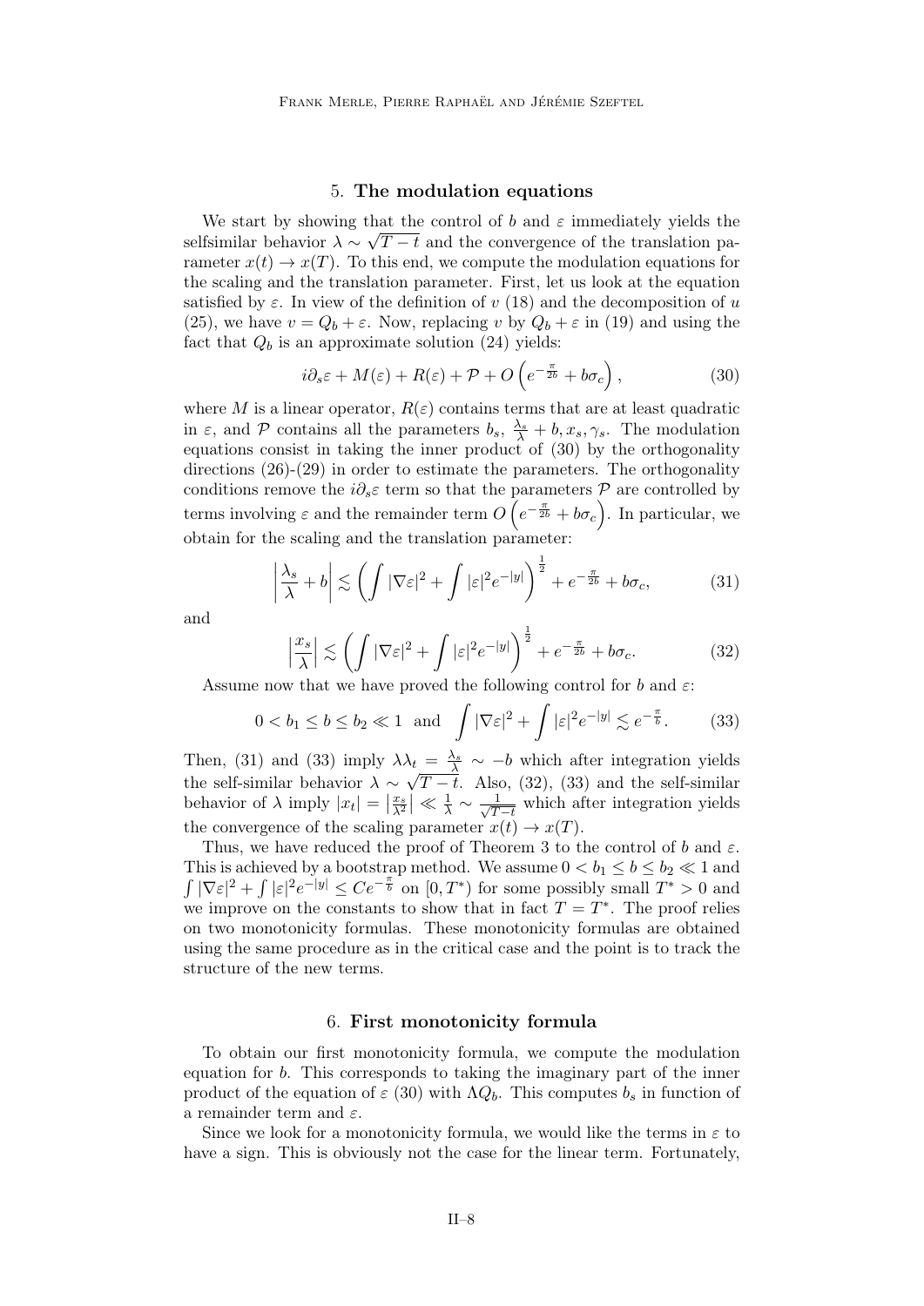## 5. The modulation equations

We start by showing that the control of $b$ and $\varepsilon$ immediately yields the selfsimilar behavior $\lambda \sim \sqrt{T-t}$ and the convergence of the translation parameter $x(t) \to x(T)$. To this end, we compute the modulation equations for the scaling and the translation parameter. First, let us look at the equation satisfied by $\varepsilon$. In view of the definition of $v$ (18) and the decomposition of $u$ (25), we have $v = Q_b + \varepsilon$. Now, replacing $v$ by $Q_b + \varepsilon$ in (19) and using the fact that $Q_b$ is an approximate solution (24) yields:

$$i\partial_s\varepsilon + M(\varepsilon) + R(\varepsilon) + \mathcal{P} + O\left(e^{-\frac{\pi}{2b}} + b\sigma_c\right), \tag{30}$$

where $M$ is a linear operator, $R(\varepsilon)$ contains terms that are at least quadratic in $\varepsilon$, and $\mathcal{P}$ contains all the parameters $b_s$, $\frac{\lambda_s}{\lambda} + b, x_s, \gamma_s$. The modulation equations consist in taking the inner product of (30) by the orthogonality directions (26)-(29) in order to estimate the parameters. The orthogonality conditions remove the $i\partial_s\varepsilon$ term so that the parameters $\mathcal{P}$ are controlled by terms involving $\varepsilon$ and the remainder term $O\left(e^{-\frac{\pi}{2b}} + b\sigma_c\right)$. In particular, we obtain for the scaling and the translation parameter:

$$\left|\frac{\lambda_s}{\lambda} + b\right| \lesssim \left(\int |\nabla\varepsilon|^2 + \int |\varepsilon|^2 e^{-|y|}\right)^{\frac{1}{2}} + e^{-\frac{\pi}{2b}} + b\sigma_c, \tag{31}$$

and

$$\left|\frac{x_s}{\lambda}\right| \lesssim \left(\int |\nabla\varepsilon|^2 + \int |\varepsilon|^2 e^{-|y|}\right)^{\frac{1}{2}} + e^{-\frac{\pi}{2b}} + b\sigma_c. \tag{32}$$

Assume now that we have proved the following control for $b$ and $\varepsilon$:

$$0 < b_1 \leq b \leq b_2 \ll 1 \quad \text{and} \quad \int |\nabla\varepsilon|^2 + \int |\varepsilon|^2 e^{-|y|} \lesssim e^{-\frac{\pi}{b}}. \tag{33}$$

Then, (31) and (33) imply $\lambda\lambda_t = \frac{\lambda_s}{\lambda} \sim -b$ which after integration yields the self-similar behavior $\lambda \sim \sqrt{T-t}$. Also, (32), (33) and the self-similar behavior of $\lambda$ imply $|x_t| = \left|\frac{x_s}{\lambda^2}\right| \ll \frac{1}{\lambda} \sim \frac{1}{\sqrt{T-t}}$ which after integration yields the convergence of the scaling parameter $x(t) \to x(T)$.

Thus, we have reduced the proof of Theorem 3 to the control of $b$ and $\varepsilon$. This is achieved by a bootstrap method. We assume $0 < b_1 \leq b \leq b_2 \ll 1$ and $\int |\nabla\varepsilon|^2 + \int |\varepsilon|^2 e^{-|y|} \leq Ce^{-\frac{\pi}{b}}$ on $[0, T^*)$ for some possibly small $T^* > 0$ and we improve on the constants to show that in fact $T = T^*$. The proof relies on two monotonicity formulas. These monotonicity formulas are obtained using the same procedure as in the critical case and the point is to track the structure of the new terms.

## 6. First monotonicity formula

To obtain our first monotonicity formula, we compute the modulation equation for $b$. This corresponds to taking the imaginary part of the inner product of the equation of $\varepsilon$ (30) with $\Lambda Q_b$. This computes $b_s$ in function of a remainder term and $\varepsilon$.

Since we look for a monotonicity formula, we would like the terms in $\varepsilon$ to have a sign. This is obviously not the case for the linear term. Fortunately,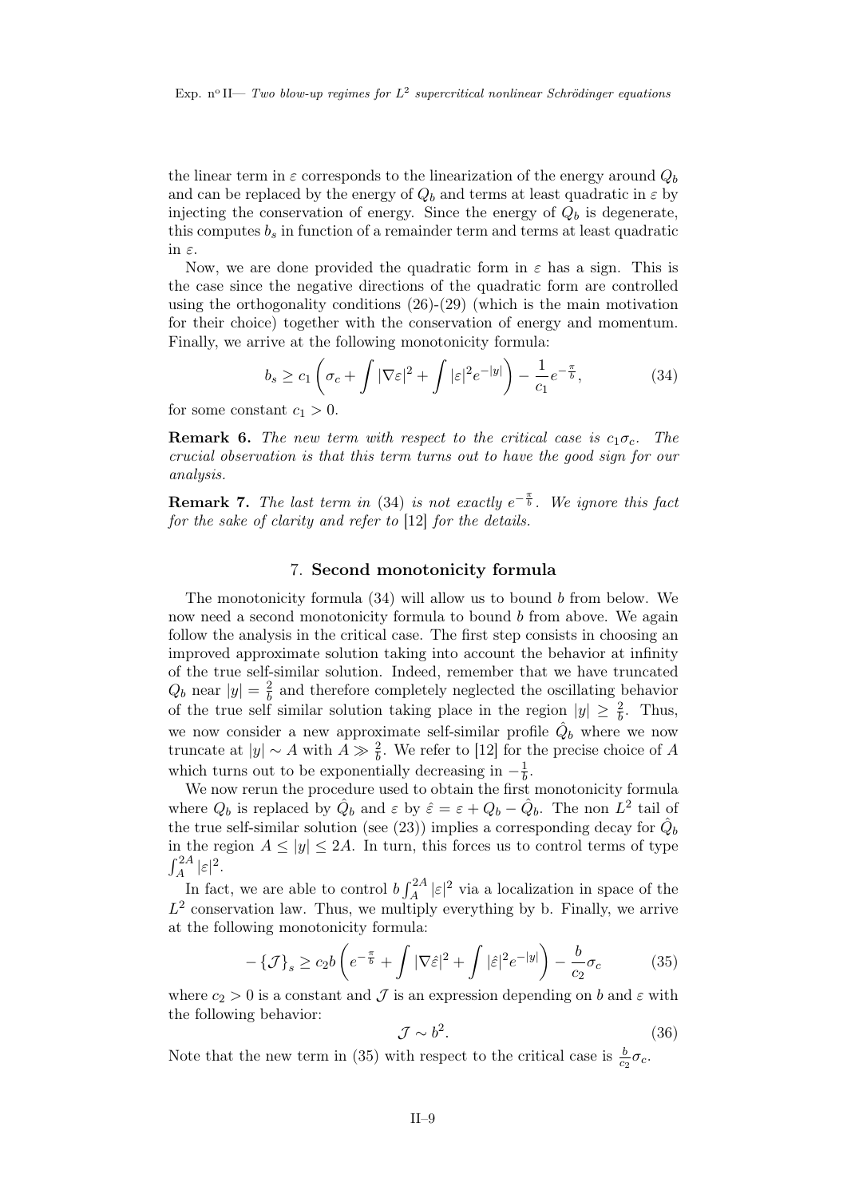the linear term in $\varepsilon$ corresponds to the linearization of the energy around $Q_b$ and can be replaced by the energy of $Q_b$ and terms at least quadratic in $\varepsilon$ by injecting the conservation of energy. Since the energy of $Q_b$ is degenerate, this computes $b_s$ in function of a remainder term and terms at least quadratic in $\varepsilon$.

Now, we are done provided the quadratic form in $\varepsilon$ has a sign. This is the case since the negative directions of the quadratic form are controlled using the orthogonality conditions (26)-(29) (which is the main motivation for their choice) together with the conservation of energy and momentum. Finally, we arrive at the following monotonicity formula:

$$b_s \geq c_1 \left( \sigma_c + \int |\nabla \varepsilon|^2 + \int |\varepsilon|^2 e^{-|y|} \right) - \frac{1}{c_1} e^{-\frac{\pi}{b}}, \tag{34}$$

for some constant $c_1 > 0$.

**Remark 6.** *The new term with respect to the critical case is $c_1 \sigma_c$. The crucial observation is that this term turns out to have the good sign for our analysis.*

**Remark 7.** *The last term in* (34) *is not exactly $e^{-\frac{\pi}{b}}$. We ignore this fact for the sake of clarity and refer to* [12] *for the details.*

## 7. Second monotonicity formula

The monotonicity formula (34) will allow us to bound $b$ from below. We now need a second monotonicity formula to bound $b$ from above. We again follow the analysis in the critical case. The first step consists in choosing an improved approximate solution taking into account the behavior at infinity of the true self-similar solution. Indeed, remember that we have truncated $Q_b$ near $|y| = \frac{2}{b}$ and therefore completely neglected the oscillating behavior of the true self similar solution taking place in the region $|y| \geq \frac{2}{b}$. Thus, we now consider a new approximate self-similar profile $\hat{Q}_b$ where we now truncate at $|y| \sim A$ with $A \gg \frac{2}{b}$. We refer to [12] for the precise choice of $A$ which turns out to be exponentially decreasing in $-\frac{1}{b}$.

We now rerun the procedure used to obtain the first monotonicity formula where $Q_b$ is replaced by $\hat{Q}_b$ and $\varepsilon$ by $\hat{\varepsilon} = \varepsilon + Q_b - \hat{Q}_b$. The non $L^2$ tail of the true self-similar solution (see (23)) implies a corresponding decay for $\hat{Q}_b$ in the region $A \leq |y| \leq 2A$. In turn, this forces us to control terms of type $\int_A^{2A} |\varepsilon|^2$.

In fact, we are able to control $b \int_A^{2A} |\varepsilon|^2$ via a localization in space of the $L^2$ conservation law. Thus, we multiply everything by b. Finally, we arrive at the following monotonicity formula:

$$-\{\mathcal{J}\}_s \geq c_2 b \left( e^{-\frac{\pi}{b}} + \int |\nabla \hat{\varepsilon}|^2 + \int |\hat{\varepsilon}|^2 e^{-|y|} \right) - \frac{b}{c_2} \sigma_c \tag{35}$$

where $c_2 > 0$ is a constant and $\mathcal{J}$ is an expression depending on $b$ and $\varepsilon$ with the following behavior:

$$\mathcal{J} \sim b^2. \tag{36}$$

Note that the new term in (35) with respect to the critical case is $\frac{b}{c_2} \sigma_c$.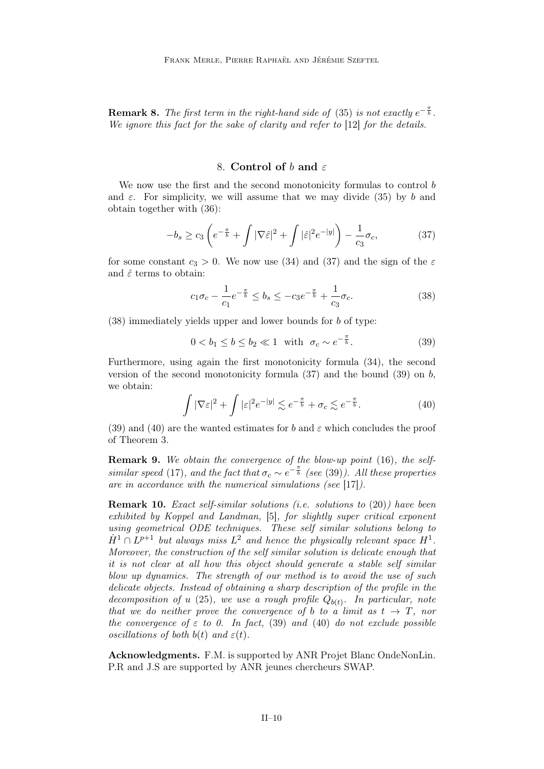**Remark 8.** *The first term in the right-hand side of* (35) *is not exactly $e^{-\frac{\pi}{b}}$. We ignore this fact for the sake of clarity and refer to* [12] *for the details.*

## 8. Control of $b$ and $\varepsilon$

We now use the first and the second monotonicity formulas to control $b$ and $\varepsilon$. For simplicity, we will assume that we may divide (35) by $b$ and obtain together with (36):

$$-b_s \geq c_3\left(e^{-\frac{\pi}{b}} + \int |\nabla\hat{\varepsilon}|^2 + \int |\hat{\varepsilon}|^2 e^{-|y|}\right) - \frac{1}{c_3}\sigma_c, \tag{37}$$

for some constant $c_3 > 0$. We now use (34) and (37) and the sign of the $\varepsilon$ and $\hat{\varepsilon}$ terms to obtain:

$$c_1\sigma_c - \frac{1}{c_1}e^{-\frac{\pi}{b}} \leq b_s \leq -c_3 e^{-\frac{\pi}{b}} + \frac{1}{c_3}\sigma_c. \tag{38}$$

(38) immediately yields upper and lower bounds for $b$ of type:

$$0 < b_1 \leq b \leq b_2 \ll 1 \quad \text{with} \quad \sigma_c \sim e^{-\frac{\pi}{b}}. \tag{39}$$

Furthermore, using again the first monotonicity formula (34), the second version of the second monotonicity formula (37) and the bound (39) on $b$, we obtain:

$$\int |\nabla\varepsilon|^2 + \int |\varepsilon|^2 e^{-|y|} \lesssim e^{-\frac{\pi}{b}} + \sigma_c \lesssim e^{-\frac{\pi}{b}}. \tag{40}$$

(39) and (40) are the wanted estimates for $b$ and $\varepsilon$ which concludes the proof of Theorem 3.

**Remark 9.** *We obtain the convergence of the blow-up point* (16)*, the self-similar speed* (17)*, and the fact that $\sigma_c \sim e^{-\frac{\pi}{b}}$ (see* (39)*). All these properties are in accordance with the numerical simulations (see* [17]*).*

**Remark 10.** *Exact self-similar solutions (i.e. solutions to* (20)*) have been exhibited by Koppel and Landman,* [5]*, for slightly super critical exponent using geometrical ODE techniques. These self similar solutions belong to $\dot{H}^1 \cap L^{p+1}$ but always miss $L^2$ and hence the physically relevant space $H^1$. Moreover, the construction of the self similar solution is delicate enough that it is not clear at all how this object should generate a stable self similar blow up dynamics. The strength of our method is to avoid the use of such delicate objects. Instead of obtaining a sharp description of the profile in the decomposition of $u$* (25)*, we use a rough profile $Q_{b(t)}$. In particular, note that we do neither prove the convergence of $b$ to a limit as $t \to T$, nor the convergence of $\varepsilon$ to 0. In fact,* (39) *and* (40) *do not exclude possible oscillations of both $b(t)$ and $\varepsilon(t)$.*

**Acknowledgments.** F.M. is supported by ANR Projet Blanc OndeNonLin. P.R and J.S are supported by ANR jeunes chercheurs SWAP.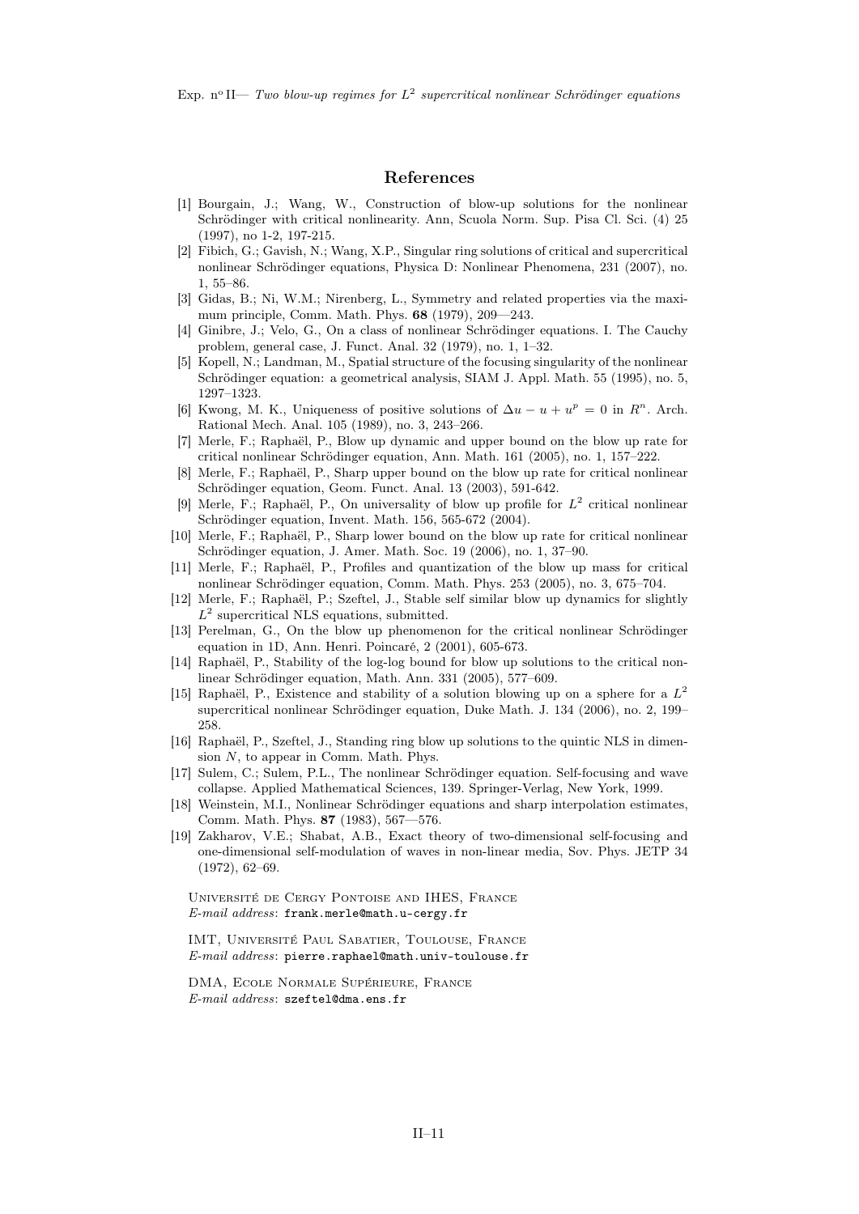## References

[1] Bourgain, J.; Wang, W., Construction of blow-up solutions for the nonlinear Schrödinger with critical nonlinearity. Ann, Scuola Norm. Sup. Pisa Cl. Sci. (4) 25 (1997), no 1-2, 197-215.

[2] Fibich, G.; Gavish, N.; Wang, X.P., Singular ring solutions of critical and supercritical nonlinear Schrödinger equations, Physica D: Nonlinear Phenomena, 231 (2007), no. 1, 55–86.

[3] Gidas, B.; Ni, W.M.; Nirenberg, L., Symmetry and related properties via the maximum principle, Comm. Math. Phys. **68** (1979), 209—243.

[4] Ginibre, J.; Velo, G., On a class of nonlinear Schrödinger equations. I. The Cauchy problem, general case, J. Funct. Anal. 32 (1979), no. 1, 1–32.

[5] Kopell, N.; Landman, M., Spatial structure of the focusing singularity of the nonlinear Schrödinger equation: a geometrical analysis, SIAM J. Appl. Math. 55 (1995), no. 5, 1297–1323.

[6] Kwong, M. K., Uniqueness of positive solutions of $\Delta u - u + u^p = 0$ in $R^n$. Arch. Rational Mech. Anal. 105 (1989), no. 3, 243–266.

[7] Merle, F.; Raphaël, P., Blow up dynamic and upper bound on the blow up rate for critical nonlinear Schrödinger equation, Ann. Math. 161 (2005), no. 1, 157–222.

[8] Merle, F.; Raphaël, P., Sharp upper bound on the blow up rate for critical nonlinear Schrödinger equation, Geom. Funct. Anal. 13 (2003), 591-642.

[9] Merle, F.; Raphaël, P., On universality of blow up profile for $L^2$ critical nonlinear Schrödinger equation, Invent. Math. 156, 565-672 (2004).

[10] Merle, F.; Raphaël, P., Sharp lower bound on the blow up rate for critical nonlinear Schrödinger equation, J. Amer. Math. Soc. 19 (2006), no. 1, 37–90.

[11] Merle, F.; Raphaël, P., Profiles and quantization of the blow up mass for critical nonlinear Schrödinger equation, Comm. Math. Phys. 253 (2005), no. 3, 675–704.

[12] Merle, F.; Raphaël, P.; Szeftel, J., Stable self similar blow up dynamics for slightly $L^2$ supercritical NLS equations, submitted.

[13] Perelman, G., On the blow up phenomenon for the critical nonlinear Schrödinger equation in 1D, Ann. Henri. Poincaré, 2 (2001), 605-673.

[14] Raphaël, P., Stability of the log-log bound for blow up solutions to the critical nonlinear Schrödinger equation, Math. Ann. 331 (2005), 577–609.

[15] Raphaël, P., Existence and stability of a solution blowing up on a sphere for a $L^2$ supercritical nonlinear Schrödinger equation, Duke Math. J. 134 (2006), no. 2, 199–258.

[16] Raphaël, P., Szeftel, J., Standing ring blow up solutions to the quintic NLS in dimension $N$, to appear in Comm. Math. Phys.

[17] Sulem, C.; Sulem, P.L., The nonlinear Schrödinger equation. Self-focusing and wave collapse. Applied Mathematical Sciences, 139. Springer-Verlag, New York, 1999.

[18] Weinstein, M.I., Nonlinear Schrödinger equations and sharp interpolation estimates, Comm. Math. Phys. **87** (1983), 567—576.

[19] Zakharov, V.E.; Shabat, A.B., Exact theory of two-dimensional self-focusing and one-dimensional self-modulation of waves in non-linear media, Sov. Phys. JETP 34 (1972), 62–69.

Université de Cergy Pontoise and IHES, France
*E-mail address*: frank.merle@math.u-cergy.fr

IMT, Université Paul Sabatier, Toulouse, France
*E-mail address*: pierre.raphael@math.univ-toulouse.fr

DMA, Ecole Normale Supérieure, France
*E-mail address*: szeftel@dma.ens.fr